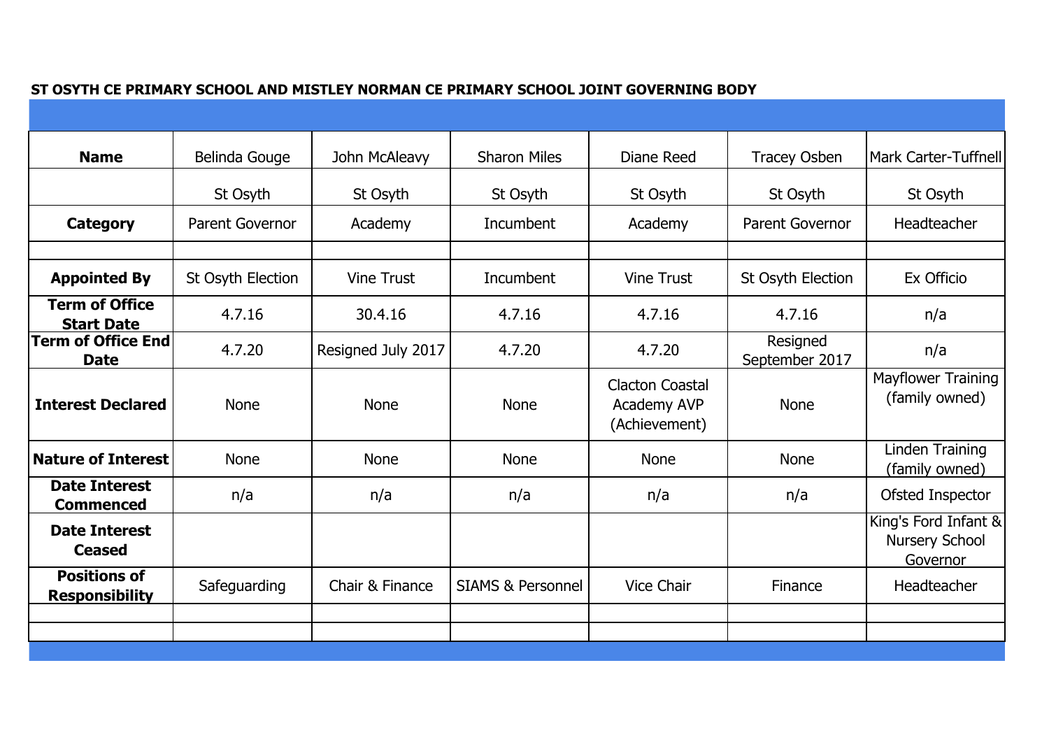**ST OSYTH CE PRIMARY SCHOOL AND MISTLEY NORMAN CE PRIMARY SCHOOL JOINT GOVERNING BODY**

| **Name** | Belinda Gouge | John McAleavy | Sharon Miles | Diane Reed | Tracey Osben | Mark Carter-Tuffnell |
|---|---|---|---|---|---|---|
| | St Osyth | St Osyth | St Osyth | St Osyth | St Osyth | St Osyth |
| **Category** | Parent Governor | Academy | Incumbent | Academy | Parent Governor | Headteacher |
| | | | | | | |
| **Appointed By** | St Osyth Election | Vine Trust | Incumbent | Vine Trust | St Osyth Election | Ex Officio |
| **Term of Office Start Date** | 4.7.16 | 30.4.16 | 4.7.16 | 4.7.16 | 4.7.16 | n/a |
| **Term of Office End Date** | 4.7.20 | Resigned July 2017 | 4.7.20 | 4.7.20 | Resigned September 2017 | n/a |
| **Interest Declared** | None | None | None | Clacton Coastal Academy AVP (Achievement) | None | Mayflower Training (family owned) |
| **Nature of Interest** | None | None | None | None | None | Linden Training (family owned) |
| **Date Interest Commenced** | n/a | n/a | n/a | n/a | n/a | Ofsted Inspector |
| **Date Interest Ceased** | | | | | | King's Ford Infant & Nursery School Governor |
| **Positions of Responsibility** | Safeguarding | Chair & Finance | SIAMS & Personnel | Vice Chair | Finance | Headteacher |
| | | | | | | |
| | | | | | | |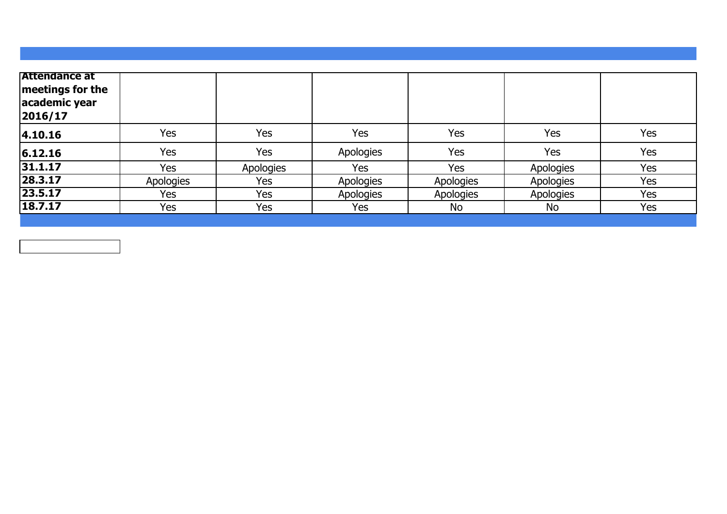| Attendance at meetings for the academic year 2016/17 | | | | | | |
|---|---|---|---|---|---|---|
| 4.10.16 | Yes | Yes | Yes | Yes | Yes | Yes |
| 6.12.16 | Yes | Yes | Apologies | Yes | Yes | Yes |
| 31.1.17 | Yes | Apologies | Yes | Yes | Apologies | Yes |
| 28.3.17 | Apologies | Yes | Apologies | Apologies | Apologies | Yes |
| 23.5.17 | Yes | Yes | Apologies | Apologies | Apologies | Yes |
| 18.7.17 | Yes | Yes | Yes | No | No | Yes |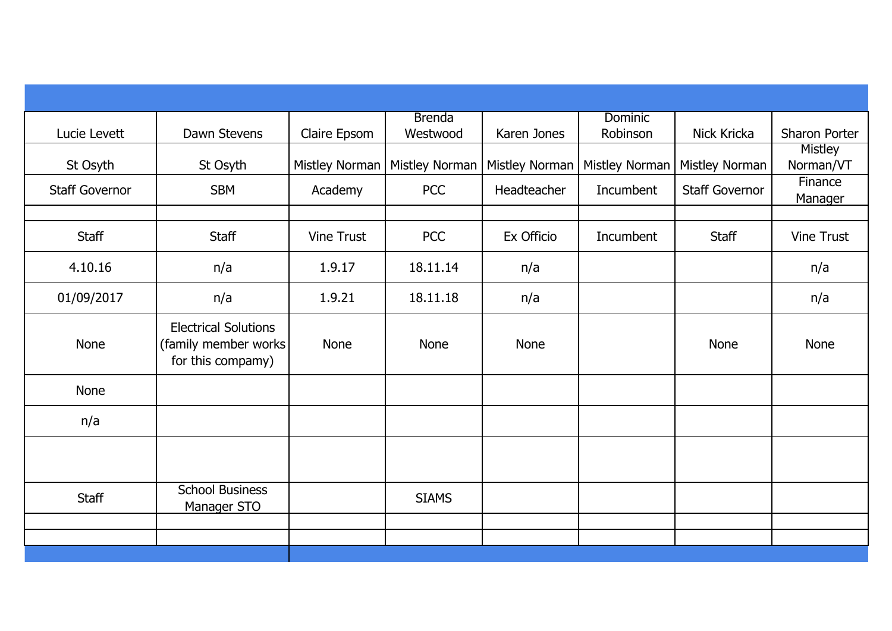| Lucie Levett | Dawn Stevens | Claire Epsom | Brenda Westwood | Karen Jones | Dominic Robinson | Nick Kricka | Sharon Porter |
|---|---|---|---|---|---|---|---|
| St Osyth | St Osyth | Mistley Norman | Mistley Norman | Mistley Norman | Mistley Norman | Mistley Norman | Mistley Norman/VT |
| Staff Governor | SBM | Academy | PCC | Headteacher | Incumbent | Staff Governor | Finance Manager |
| | | | | | | | |
| Staff | Staff | Vine Trust | PCC | Ex Officio | Incumbent | Staff | Vine Trust |
| 4.10.16 | n/a | 1.9.17 | 18.11.14 | n/a | | | n/a |
| 01/09/2017 | n/a | 1.9.21 | 18.11.18 | n/a | | | n/a |
| None | Electrical Solutions (family member works for this compamy) | None | None | None | | None | None |
| None | | | | | | | |
| n/a | | | | | | | |
| | | | | | | | |
| Staff | School Business Manager STO | | SIAMS | | | | |
| | | | | | | | |
| | | | | | | | |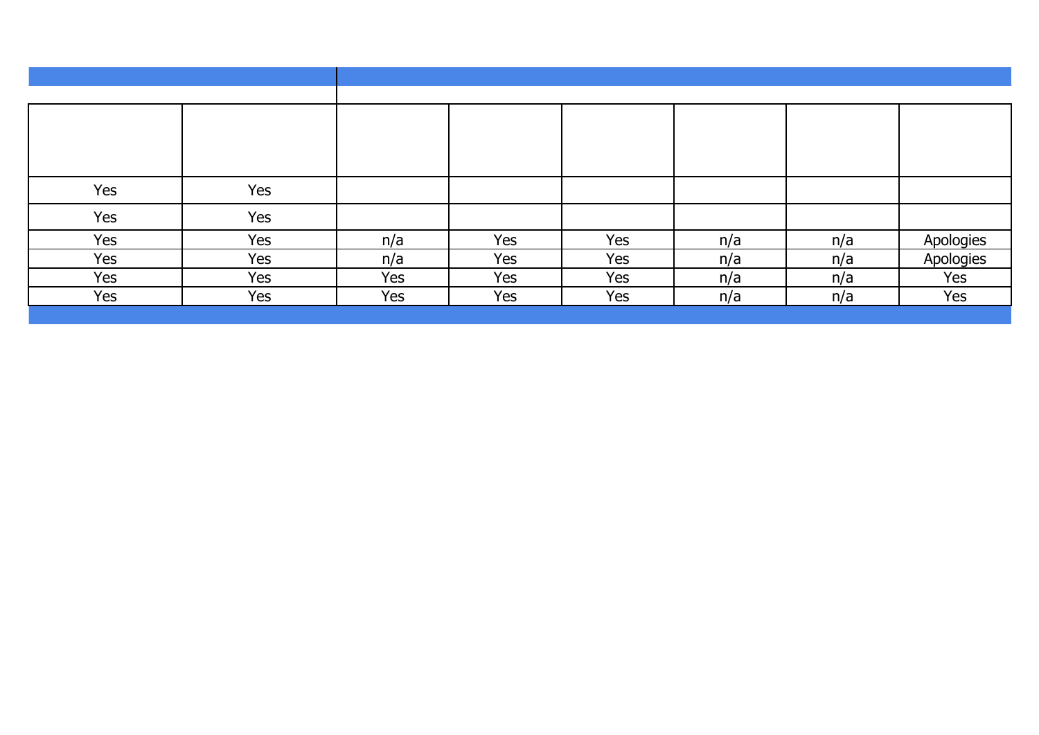| | | | | | | | |
|---|---|---|---|---|---|---|---|
| Yes | Yes | | | | | | |
| Yes | Yes | | | | | | |
| Yes | Yes | n/a | Yes | Yes | n/a | n/a | Apologies |
| Yes | Yes | n/a | Yes | Yes | n/a | n/a | Apologies |
| Yes | Yes | Yes | Yes | Yes | n/a | n/a | Yes |
| Yes | Yes | Yes | Yes | Yes | n/a | n/a | Yes |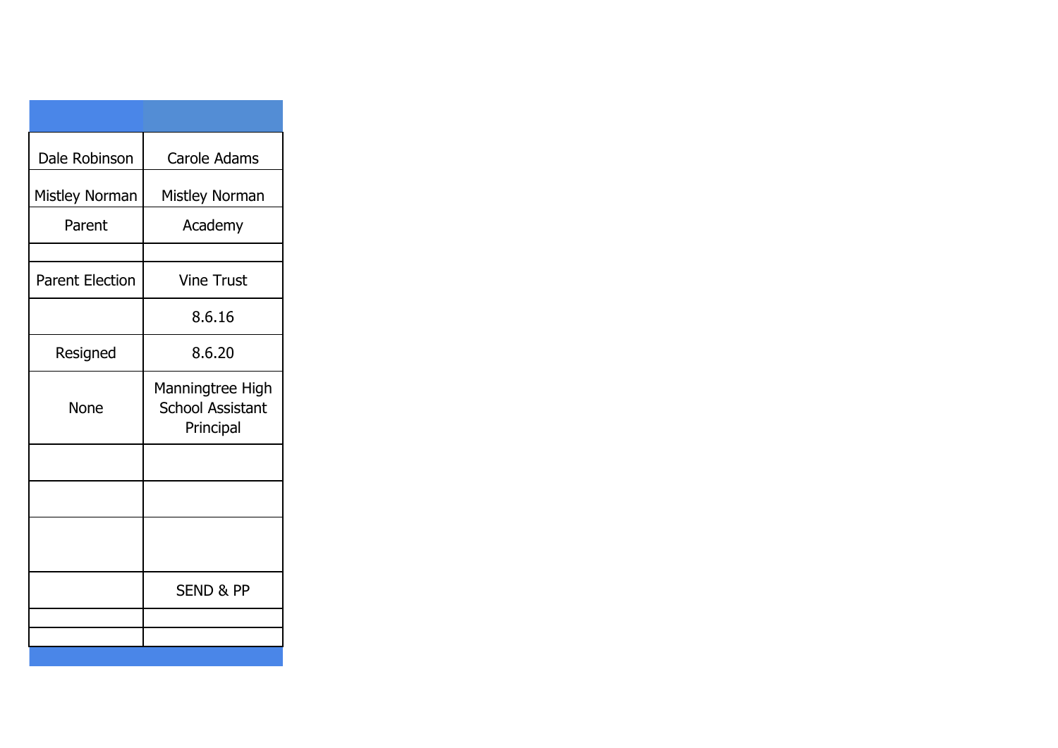| | |
|---|---|
| Dale Robinson | Carole Adams |
| Mistley Norman | Mistley Norman |
| Parent | Academy |
| | |
| Parent Election | Vine Trust |
| | 8.6.16 |
| Resigned | 8.6.20 |
| None | Manningtree High School Assistant Principal |
| | |
| | |
| | |
| | SEND & PP |
| | |
| | |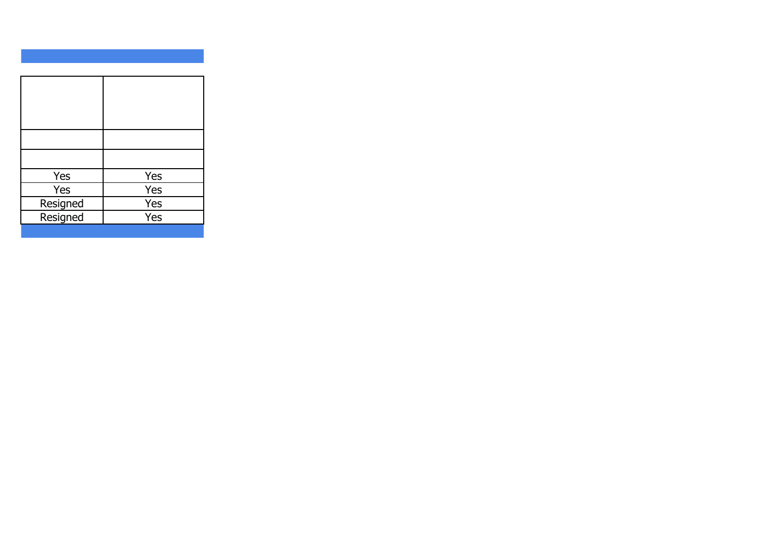| | |
|---|---|
| | |
| | |
| Yes | Yes |
| Yes | Yes |
| Resigned | Yes |
| Resigned | Yes |